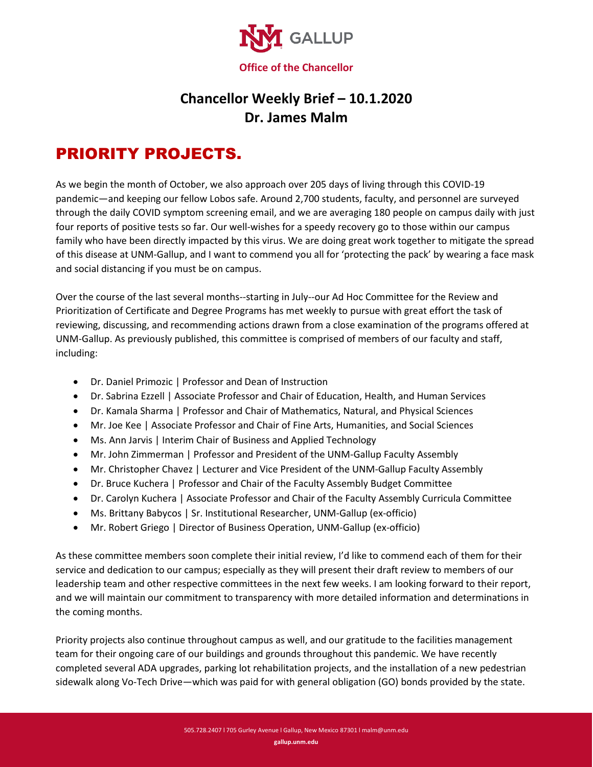**Office of the Chancellor**

# Chancellor Weekly Brief – 10.1.2020
# Dr. James Malm

## PRIORITY PROJECTS.

As we begin the month of October, we also approach over 205 days of living through this COVID-19 pandemic—and keeping our fellow Lobos safe. Around 2,700 students, faculty, and personnel are surveyed through the daily COVID symptom screening email, and we are averaging 180 people on campus daily with just four reports of positive tests so far. Our well-wishes for a speedy recovery go to those within our campus family who have been directly impacted by this virus. We are doing great work together to mitigate the spread of this disease at UNM-Gallup, and I want to commend you all for 'protecting the pack' by wearing a face mask and social distancing if you must be on campus.

Over the course of the last several months--starting in July--our Ad Hoc Committee for the Review and Prioritization of Certificate and Degree Programs has met weekly to pursue with great effort the task of reviewing, discussing, and recommending actions drawn from a close examination of the programs offered at UNM-Gallup. As previously published, this committee is comprised of members of our faculty and staff, including:

- Dr. Daniel Primozic | Professor and Dean of Instruction
- Dr. Sabrina Ezzell | Associate Professor and Chair of Education, Health, and Human Services
- Dr. Kamala Sharma | Professor and Chair of Mathematics, Natural, and Physical Sciences
- Mr. Joe Kee | Associate Professor and Chair of Fine Arts, Humanities, and Social Sciences
- Ms. Ann Jarvis | Interim Chair of Business and Applied Technology
- Mr. John Zimmerman | Professor and President of the UNM-Gallup Faculty Assembly
- Mr. Christopher Chavez | Lecturer and Vice President of the UNM-Gallup Faculty Assembly
- Dr. Bruce Kuchera | Professor and Chair of the Faculty Assembly Budget Committee
- Dr. Carolyn Kuchera | Associate Professor and Chair of the Faculty Assembly Curricula Committee
- Ms. Brittany Babycos | Sr. Institutional Researcher, UNM-Gallup (ex-officio)
- Mr. Robert Griego | Director of Business Operation, UNM-Gallup (ex-officio)

As these committee members soon complete their initial review, I'd like to commend each of them for their service and dedication to our campus; especially as they will present their draft review to members of our leadership team and other respective committees in the next few weeks. I am looking forward to their report, and we will maintain our commitment to transparency with more detailed information and determinations in the coming months.

Priority projects also continue throughout campus as well, and our gratitude to the facilities management team for their ongoing care of our buildings and grounds throughout this pandemic. We have recently completed several ADA upgrades, parking lot rehabilitation projects, and the installation of a new pedestrian sidewalk along Vo-Tech Drive—which was paid for with general obligation (GO) bonds provided by the state.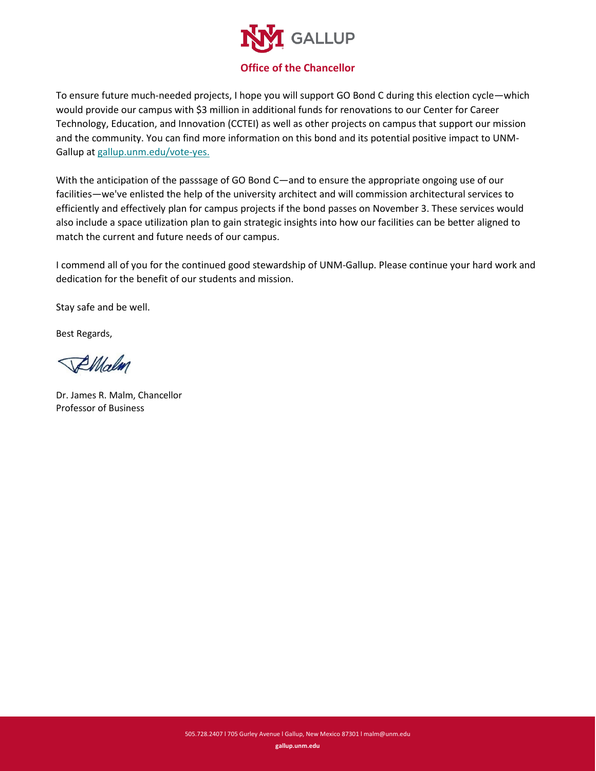**Office of the Chancellor**

To ensure future much-needed projects, I hope you will support GO Bond C during this election cycle—which would provide our campus with $3 million in additional funds for renovations to our Center for Career Technology, Education, and Innovation (CCTEI) as well as other projects on campus that support our mission and the community. You can find more information on this bond and its potential positive impact to UNM-Gallup at gallup.unm.edu/vote-yes.

With the anticipation of the passsage of GO Bond C—and to ensure the appropriate ongoing use of our facilities—we've enlisted the help of the university architect and will commission architectural services to efficiently and effectively plan for campus projects if the bond passes on November 3. These services would also include a space utilization plan to gain strategic insights into how our facilities can be better aligned to match the current and future needs of our campus.

I commend all of you for the continued good stewardship of UNM-Gallup. Please continue your hard work and dedication for the benefit of our students and mission.

Stay safe and be well.

Best Regards,

Dr. James R. Malm, Chancellor
Professor of Business

505.728.2407 l 705 Gurley Avenue l Gallup, New Mexico 87301 l malm@unm.edu

gallup.unm.edu